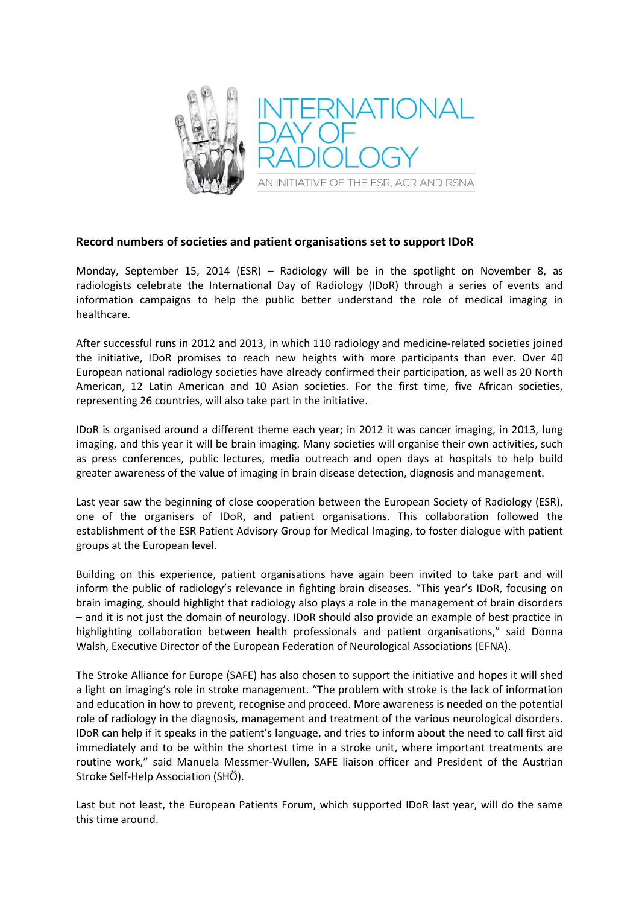INTERNATIONAL DAY OF RADIOLOGY

AN INITIATIVE OF THE ESR, ACR AND RSNA

**Record numbers of societies and patient organisations set to support IDoR**

Monday, September 15, 2014 (ESR) – Radiology will be in the spotlight on November 8, as radiologists celebrate the International Day of Radiology (IDoR) through a series of events and information campaigns to help the public better understand the role of medical imaging in healthcare.

After successful runs in 2012 and 2013, in which 110 radiology and medicine-related societies joined the initiative, IDoR promises to reach new heights with more participants than ever. Over 40 European national radiology societies have already confirmed their participation, as well as 20 North American, 12 Latin American and 10 Asian societies. For the first time, five African societies, representing 26 countries, will also take part in the initiative.

IDoR is organised around a different theme each year; in 2012 it was cancer imaging, in 2013, lung imaging, and this year it will be brain imaging. Many societies will organise their own activities, such as press conferences, public lectures, media outreach and open days at hospitals to help build greater awareness of the value of imaging in brain disease detection, diagnosis and management.

Last year saw the beginning of close cooperation between the European Society of Radiology (ESR), one of the organisers of IDoR, and patient organisations. This collaboration followed the establishment of the ESR Patient Advisory Group for Medical Imaging, to foster dialogue with patient groups at the European level.

Building on this experience, patient organisations have again been invited to take part and will inform the public of radiology's relevance in fighting brain diseases. "This year's IDoR, focusing on brain imaging, should highlight that radiology also plays a role in the management of brain disorders – and it is not just the domain of neurology. IDoR should also provide an example of best practice in highlighting collaboration between health professionals and patient organisations," said Donna Walsh, Executive Director of the European Federation of Neurological Associations (EFNA).

The Stroke Alliance for Europe (SAFE) has also chosen to support the initiative and hopes it will shed a light on imaging's role in stroke management. "The problem with stroke is the lack of information and education in how to prevent, recognise and proceed. More awareness is needed on the potential role of radiology in the diagnosis, management and treatment of the various neurological disorders. IDoR can help if it speaks in the patient's language, and tries to inform about the need to call first aid immediately and to be within the shortest time in a stroke unit, where important treatments are routine work," said Manuela Messmer-Wullen, SAFE liaison officer and President of the Austrian Stroke Self-Help Association (SHÖ).

Last but not least, the European Patients Forum, which supported IDoR last year, will do the same this time around.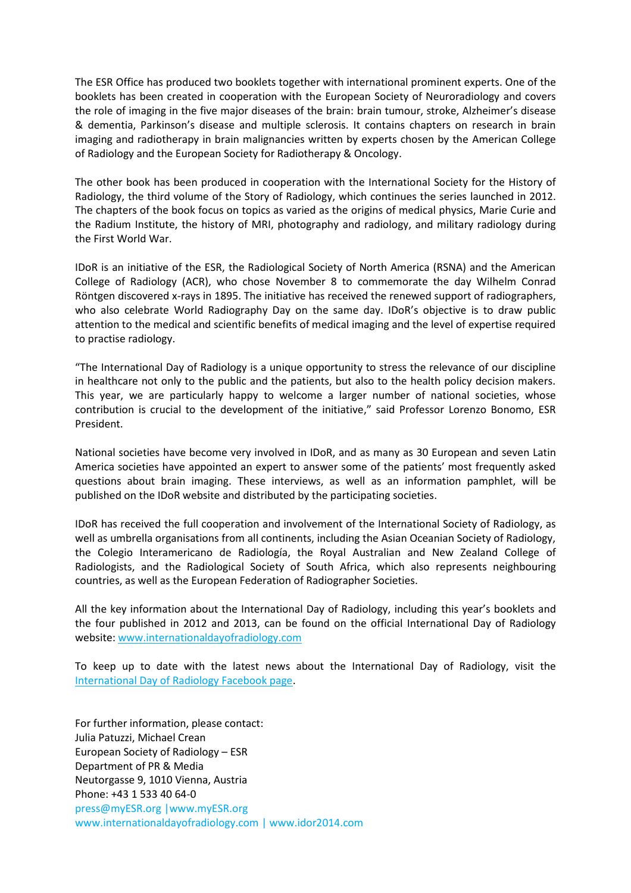The ESR Office has produced two booklets together with international prominent experts. One of the booklets has been created in cooperation with the European Society of Neuroradiology and covers the role of imaging in the five major diseases of the brain: brain tumour, stroke, Alzheimer's disease & dementia, Parkinson's disease and multiple sclerosis. It contains chapters on research in brain imaging and radiotherapy in brain malignancies written by experts chosen by the American College of Radiology and the European Society for Radiotherapy & Oncology.

The other book has been produced in cooperation with the International Society for the History of Radiology, the third volume of the Story of Radiology, which continues the series launched in 2012. The chapters of the book focus on topics as varied as the origins of medical physics, Marie Curie and the Radium Institute, the history of MRI, photography and radiology, and military radiology during the First World War.

IDoR is an initiative of the ESR, the Radiological Society of North America (RSNA) and the American College of Radiology (ACR), who chose November 8 to commemorate the day Wilhelm Conrad Röntgen discovered x-rays in 1895. The initiative has received the renewed support of radiographers, who also celebrate World Radiography Day on the same day. IDoR's objective is to draw public attention to the medical and scientific benefits of medical imaging and the level of expertise required to practise radiology.

"The International Day of Radiology is a unique opportunity to stress the relevance of our discipline in healthcare not only to the public and the patients, but also to the health policy decision makers. This year, we are particularly happy to welcome a larger number of national societies, whose contribution is crucial to the development of the initiative," said Professor Lorenzo Bonomo, ESR President.

National societies have become very involved in IDoR, and as many as 30 European and seven Latin America societies have appointed an expert to answer some of the patients' most frequently asked questions about brain imaging. These interviews, as well as an information pamphlet, will be published on the IDoR website and distributed by the participating societies.

IDoR has received the full cooperation and involvement of the International Society of Radiology, as well as umbrella organisations from all continents, including the Asian Oceanian Society of Radiology, the Colegio Interamericano de Radiología, the Royal Australian and New Zealand College of Radiologists, and the Radiological Society of South Africa, which also represents neighbouring countries, as well as the European Federation of Radiographer Societies.

All the key information about the International Day of Radiology, including this year's booklets and the four published in 2012 and 2013, can be found on the official International Day of Radiology website: [www.internationaldayofradiology.com](www.internationaldayofradiology.com)

To keep up to date with the latest news about the International Day of Radiology, visit the [International Day of Radiology Facebook page](International Day of Radiology Facebook page).

For further information, please contact:
Julia Patuzzi, Michael Crean
European Society of Radiology – ESR
Department of PR & Media
Neutorgasse 9, 1010 Vienna, Austria
Phone: +43 1 533 40 64-0
press@myESR.org | www.myESR.org
www.internationaldayofradiology.com | www.idor2014.com